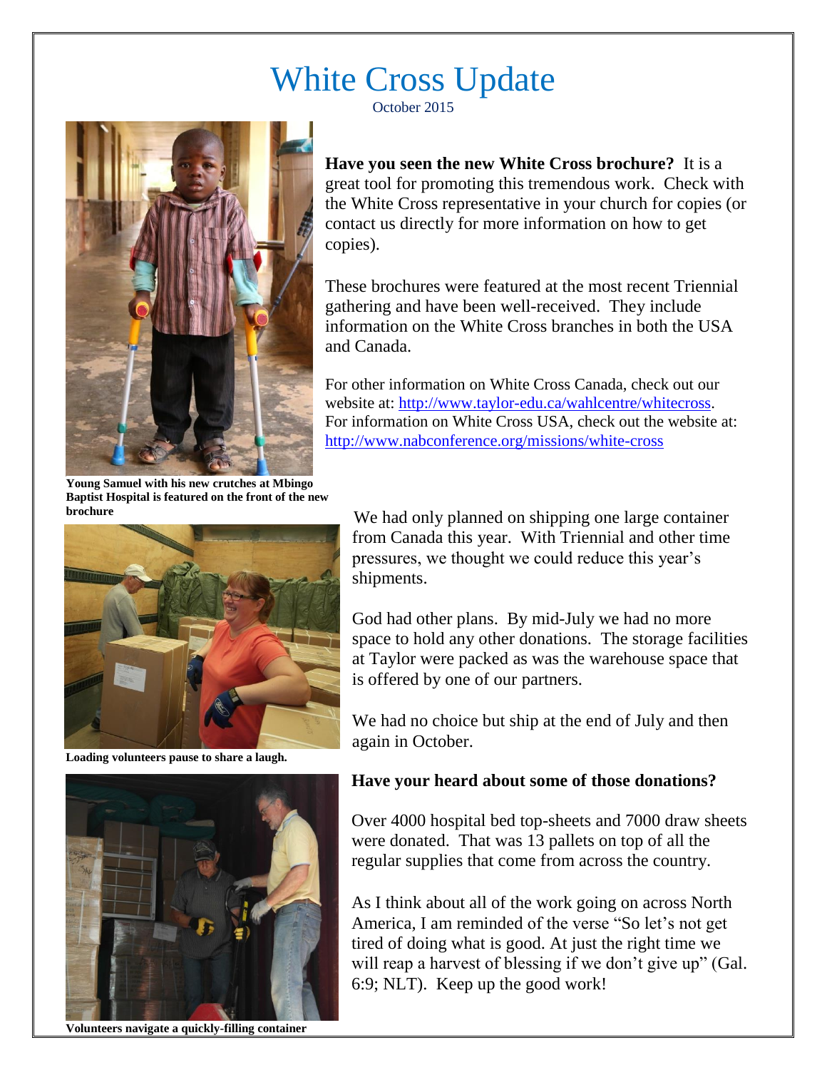# White Cross Update

October 2015

**Have you seen the new White Cross brochure?** It is a great tool for promoting this tremendous work. Check with the White Cross representative in your church for copies (or contact us directly for more information on how to get copies).

These brochures were featured at the most recent Triennial gathering and have been well-received. They include information on the White Cross branches in both the USA and Canada.

For other information on White Cross Canada, check out our website at: http://www.taylor-edu.ca/wahlcentre/whitecross. For information on White Cross USA, check out the website at: http://www.nabconference.org/missions/white-cross

**Young Samuel with his new crutches at Mbingo Baptist Hospital is featured on the front of the new brochure**

We had only planned on shipping one large container from Canada this year. With Triennial and other time pressures, we thought we could reduce this year's shipments.

God had other plans. By mid-July we had no more space to hold any other donations. The storage facilities at Taylor were packed as was the warehouse space that is offered by one of our partners.

We had no choice but ship at the end of July and then again in October.

**Loading volunteers pause to share a laugh.**

**Have your heard about some of those donations?**

Over 4000 hospital bed top-sheets and 7000 draw sheets were donated. That was 13 pallets on top of all the regular supplies that come from across the country.

As I think about all of the work going on across North America, I am reminded of the verse "So let's not get tired of doing what is good. At just the right time we will reap a harvest of blessing if we don't give up" (Gal. 6:9; NLT). Keep up the good work!

**Volunteers navigate a quickly-filling container**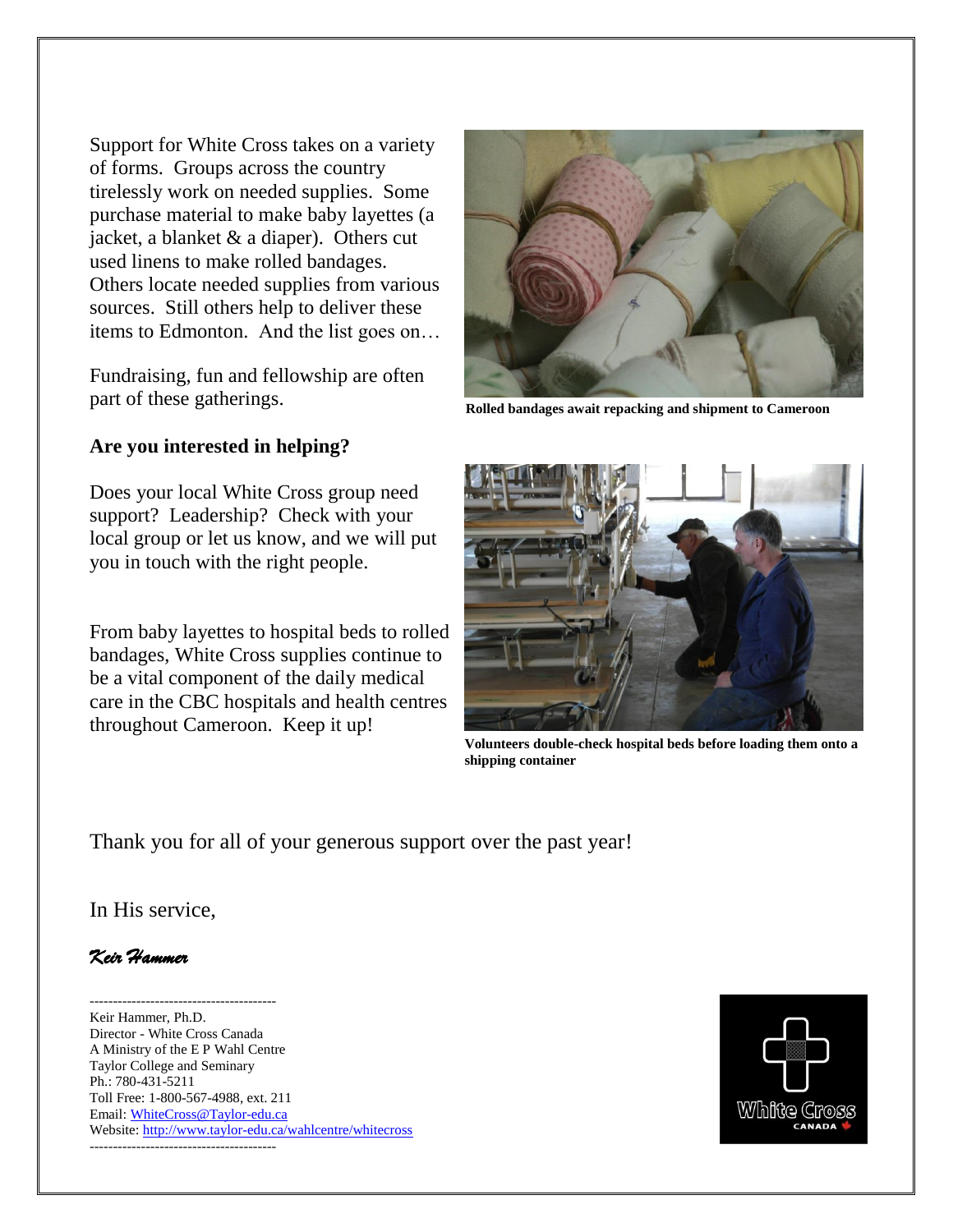Support for White Cross takes on a variety of forms. Groups across the country tirelessly work on needed supplies. Some purchase material to make baby layettes (a jacket, a blanket & a diaper). Others cut used linens to make rolled bandages. Others locate needed supplies from various sources. Still others help to deliver these items to Edmonton. And the list goes on…

Fundraising, fun and fellowship are often part of these gatherings.

**Rolled bandages await repacking and shipment to Cameroon**

**Are you interested in helping?**

Does your local White Cross group need support? Leadership? Check with your local group or let us know, and we will put you in touch with the right people.

From baby layettes to hospital beds to rolled bandages, White Cross supplies continue to be a vital component of the daily medical care in the CBC hospitals and health centres throughout Cameroon. Keep it up!

**Volunteers double-check hospital beds before loading them onto a shipping container**

Thank you for all of your generous support over the past year!

In His service,

*Keir Hammer*

----------------------------------------
Keir Hammer, Ph.D.
Director - White Cross Canada
A Ministry of the E P Wahl Centre
Taylor College and Seminary
Ph.: 780-431-5211
Toll Free: 1-800-567-4988, ext. 211
Email: [WhiteCross@Taylor-edu.ca](mailto:WhiteCross@Taylor-edu.ca)
Website: [http://www.taylor-edu.ca/wahlcentre/whitecross](http://www.taylor-edu.ca/wahlcentre/whitecross)
----------------------------------------

White Cross
CANADA